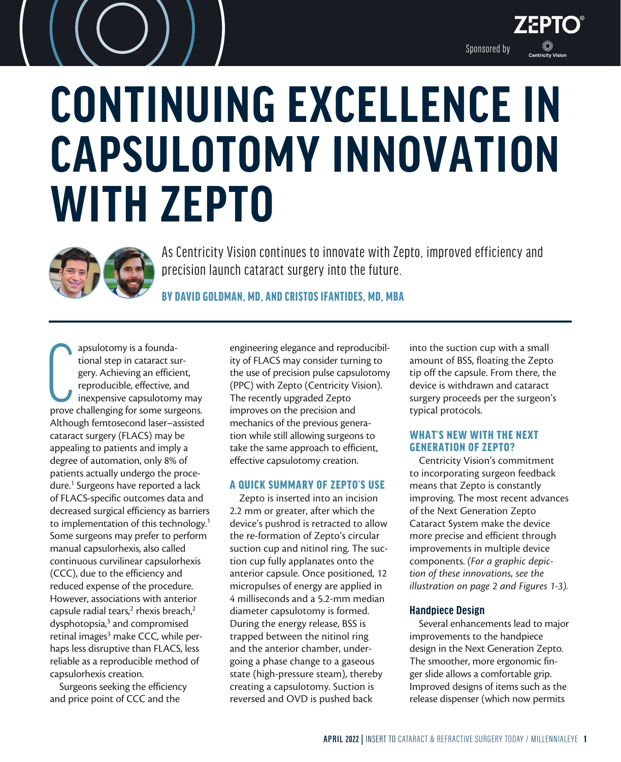Sponsored by ZEPTO® Centricity Vision

# CONTINUING EXCELLENCE IN CAPSULOTOMY INNOVATION WITH ZEPTO

As Centricity Vision continues to innovate with Zepto, improved efficiency and precision launch cataract surgery into the future.

**BY DAVID GOLDMAN, MD, AND CRISTOS IFANTIDES, MD, MBA**

Capsulotomy is a foundational step in cataract surgery. Achieving an efficient, reproducible, effective, and inexpensive capsulotomy may prove challenging for some surgeons. Although femtosecond laser–assisted cataract surgery (FLACS) may be appealing to patients and imply a degree of automation, only 8% of patients actually undergo the procedure.[1] Surgeons have reported a lack of FLACS-specific outcomes data and decreased surgical efficiency as barriers to implementation of this technology.[1] Some surgeons may prefer to perform manual capsulorhexis, also called continuous curvilinear capsulorhexis (CCC), due to the efficiency and reduced expense of the procedure. However, associations with anterior capsule radial tears,[2] rhexis breach,[2] dysphotopsia,[3] and compromised retinal images[3] make CCC, while perhaps less disruptive than FLACS, less reliable as a reproducible method of capsulorhexis creation.

Surgeons seeking the efficiency and price point of CCC and the engineering elegance and reproducibility of FLACS may consider turning to the use of precision pulse capsulotomy (PPC) with Zepto (Centricity Vision). The recently upgraded Zepto improves on the precision and mechanics of the previous generation while still allowing surgeons to take the same approach to efficient, effective capsulotomy creation.

## A QUICK SUMMARY OF ZEPTO'S USE

Zepto is inserted into an incision 2.2 mm or greater, after which the device's pushrod is retracted to allow the re-formation of Zepto's circular suction cup and nitinol ring. The suction cup fully applanates onto the anterior capsule. Once positioned, 12 micropulses of energy are applied in 4 milliseconds and a 5.2-mm median diameter capsulotomy is formed. During the energy release, BSS is trapped between the nitinol ring and the anterior chamber, undergoing a phase change to a gaseous state (high-pressure steam), thereby creating a capsulotomy. Suction is reversed and OVD is pushed back into the suction cup with a small amount of BSS, floating the Zepto tip off the capsule. From there, the device is withdrawn and cataract surgery proceeds per the surgeon's typical protocols.

## WHAT'S NEW WITH THE NEXT GENERATION OF ZEPTO?

Centricity Vision's commitment to incorporating surgeon feedback means that Zepto is constantly improving. The most recent advances of the Next Generation Zepto Cataract System make the device more precise and efficient through improvements in multiple device components. *(For a graphic depiction of these innovations, see the illustration on page 2 and Figures 1-3).*

### Handpiece Design

Several enhancements lead to major improvements to the handpiece design in the Next Generation Zepto. The smoother, more ergonomic finger slide allows a comfortable grip. Improved designs of items such as the release dispenser (which now permits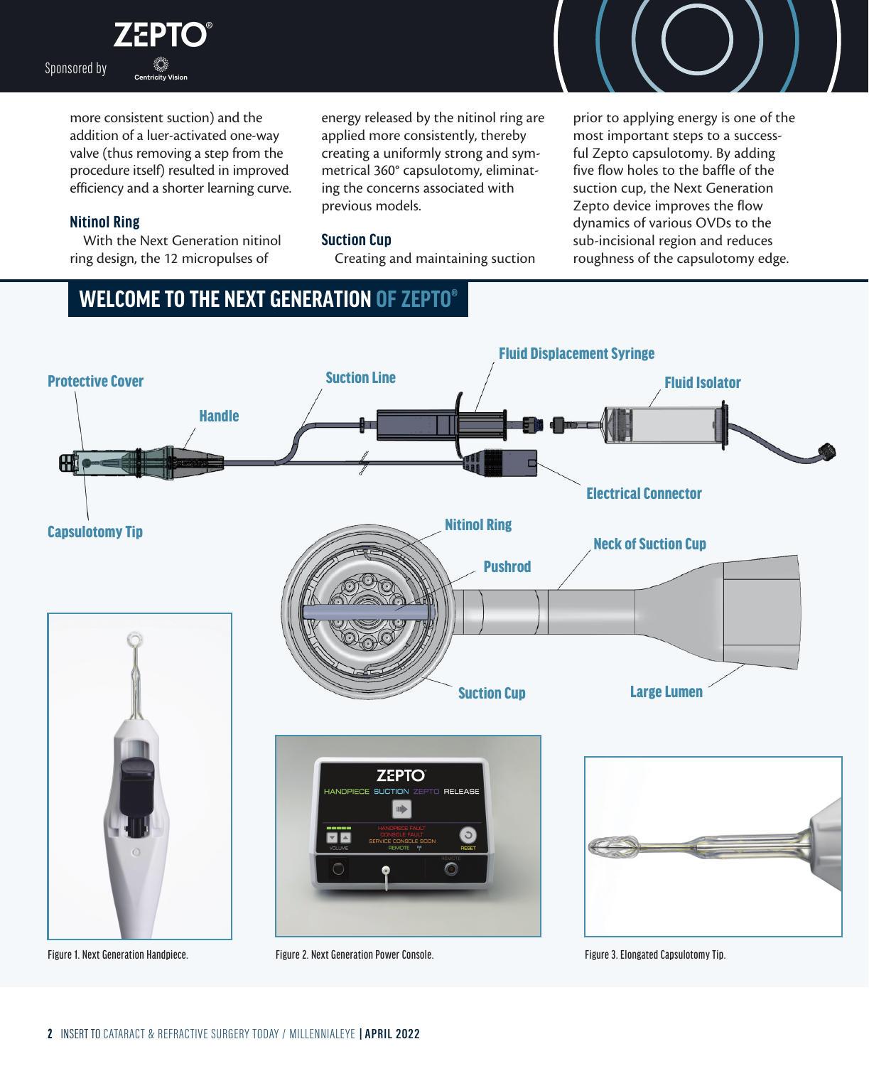more consistent suction) and the addition of a luer-activated one-way valve (thus removing a step from the procedure itself) resulted in improved efficiency and a shorter learning curve.

### Nitinol Ring

With the Next Generation nitinol ring design, the 12 micropulses of energy released by the nitinol ring are applied more consistently, thereby creating a uniformly strong and symmetrical 360° capsulotomy, eliminating the concerns associated with previous models.

### Suction Cup

Creating and maintaining suction prior to applying energy is one of the most important steps to a successful Zepto capsulotomy. By adding five flow holes to the baffle of the suction cup, the Next Generation Zepto device improves the flow dynamics of various OVDs to the sub-incisional region and reduces roughness of the capsulotomy edge.

## WELCOME TO THE NEXT GENERATION OF ZEPTO®

Protective Cover

Handle

Suction Line

Fluid Displacement Syringe

Fluid Isolator

Electrical Connector

Capsulotomy Tip

Nitinol Ring

Pushrod

Neck of Suction Cup

Suction Cup

Large Lumen

Figure 1. Next Generation Handpiece.

Figure 2. Next Generation Power Console.

Figure 3. Elongated Capsulotomy Tip.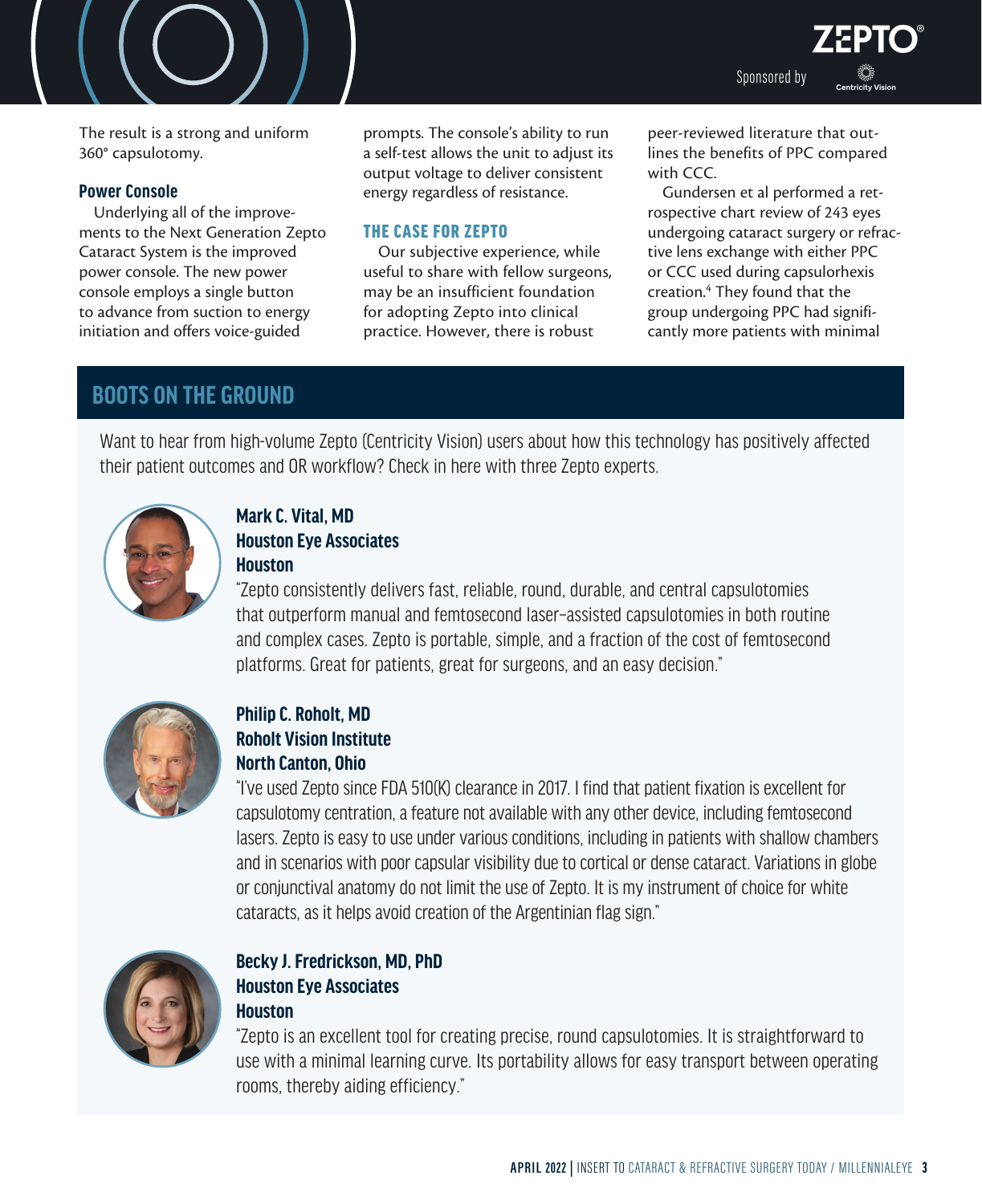The result is a strong and uniform 360° capsulotomy.

### Power Console

Underlying all of the improvements to the Next Generation Zepto Cataract System is the improved power console. The new power console employs a single button to advance from suction to energy initiation and offers voice-guided prompts. The console's ability to run a self-test allows the unit to adjust its output voltage to deliver consistent energy regardless of resistance.

## THE CASE FOR ZEPTO

Our subjective experience, while useful to share with fellow surgeons, may be an insufficient foundation for adopting Zepto into clinical practice. However, there is robust peer-reviewed literature that outlines the benefits of PPC compared with CCC.

Gundersen et al performed a retrospective chart review of 243 eyes undergoing cataract surgery or refractive lens exchange with either PPC or CCC used during capsulorhexis creation.[4] They found that the group undergoing PPC had significantly more patients with minimal

## BOOTS ON THE GROUND

Want to hear from high-volume Zepto (Centricity Vision) users about how this technology has positively affected their patient outcomes and OR workflow? Check in here with three Zepto experts.

**Mark C. Vital, MD**
**Houston Eye Associates**
**Houston**

"Zepto consistently delivers fast, reliable, round, durable, and central capsulotomies that outperform manual and femtosecond laser–assisted capsulotomies in both routine and complex cases. Zepto is portable, simple, and a fraction of the cost of femtosecond platforms. Great for patients, great for surgeons, and an easy decision."

**Philip C. Roholt, MD**
**Roholt Vision Institute**
**North Canton, Ohio**

"I've used Zepto since FDA 510(K) clearance in 2017. I find that patient fixation is excellent for capsulotomy centration, a feature not available with any other device, including femtosecond lasers. Zepto is easy to use under various conditions, including in patients with shallow chambers and in scenarios with poor capsular visibility due to cortical or dense cataract. Variations in globe or conjunctival anatomy do not limit the use of Zepto. It is my instrument of choice for white cataracts, as it helps avoid creation of the Argentinian flag sign."

**Becky J. Fredrickson, MD, PhD**
**Houston Eye Associates**
**Houston**

"Zepto is an excellent tool for creating precise, round capsulotomies. It is straightforward to use with a minimal learning curve. Its portability allows for easy transport between operating rooms, thereby aiding efficiency."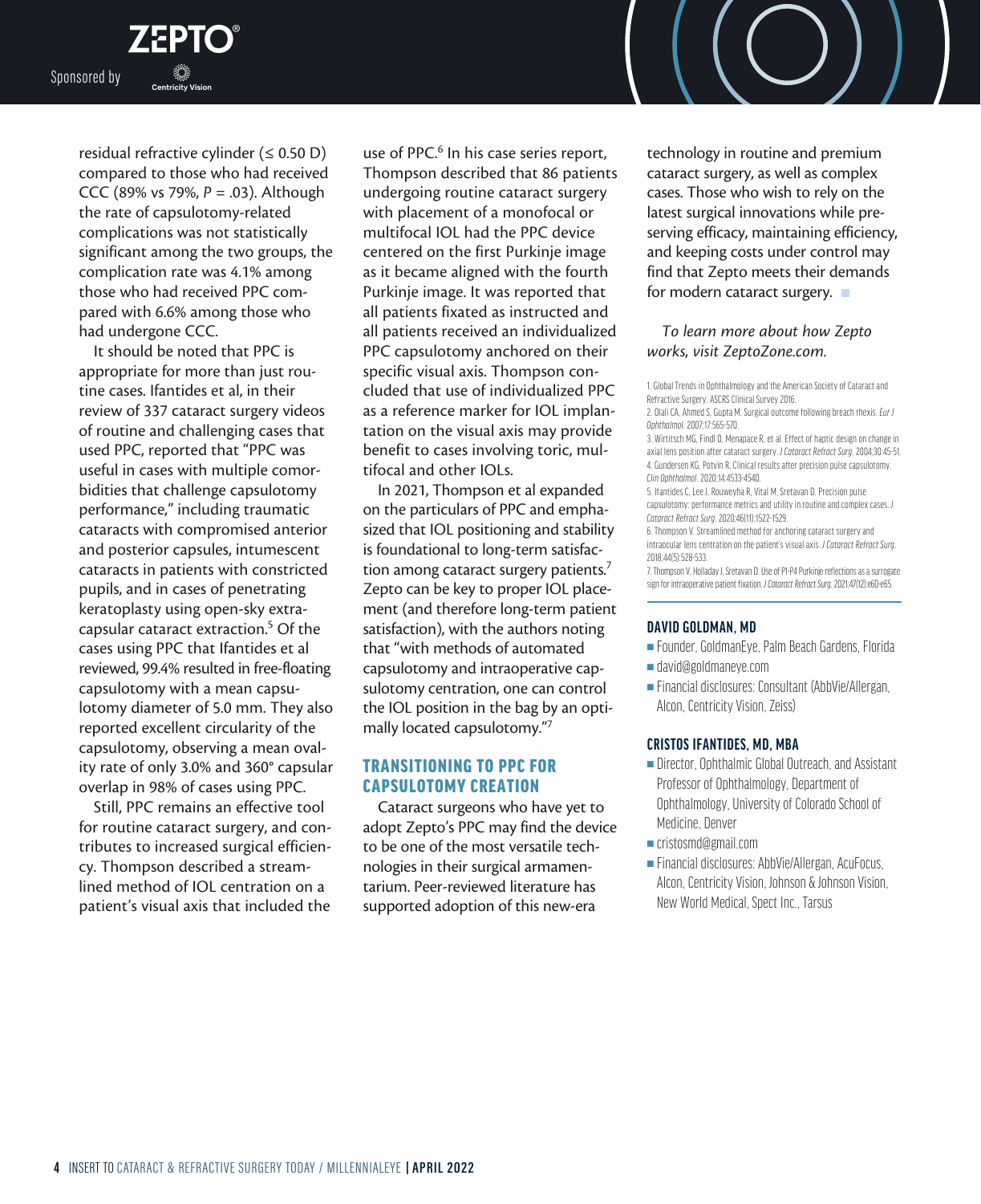residual refractive cylinder (≤ 0.50 D) compared to those who had received CCC (89% vs 79%, *P* = .03). Although the rate of capsulotomy-related complications was not statistically significant among the two groups, the complication rate was 4.1% among those who had received PPC compared with 6.6% among those who had undergone CCC.

It should be noted that PPC is appropriate for more than just routine cases. Ifantides et al, in their review of 337 cataract surgery videos of routine and challenging cases that used PPC, reported that "PPC was useful in cases with multiple comorbidities that challenge capsulotomy performance," including traumatic cataracts with compromised anterior and posterior capsules, intumescent cataracts in patients with constricted pupils, and in cases of penetrating keratoplasty using open-sky extracapsular cataract extraction.[5] Of the cases using PPC that Ifantides et al reviewed, 99.4% resulted in free-floating capsulotomy with a mean capsulotomy diameter of 5.0 mm. They also reported excellent circularity of the capsulotomy, observing a mean ovality rate of only 3.0% and 360° capsular overlap in 98% of cases using PPC.

Still, PPC remains an effective tool for routine cataract surgery, and contributes to increased surgical efficiency. Thompson described a streamlined method of IOL centration on a patient's visual axis that included the use of PPC.[6] In his case series report, Thompson described that 86 patients undergoing routine cataract surgery with placement of a monofocal or multifocal IOL had the PPC device centered on the first Purkinje image as it became aligned with the fourth Purkinje image. It was reported that all patients fixated as instructed and all patients received an individualized PPC capsulotomy anchored on their specific visual axis. Thompson concluded that use of individualized PPC as a reference marker for IOL implantation on the visual axis may provide benefit to cases involving toric, multifocal and other IOLs.

In 2021, Thompson et al expanded on the particulars of PPC and emphasized that IOL positioning and stability is foundational to long-term satisfaction among cataract surgery patients.[7] Zepto can be key to proper IOL placement (and therefore long-term patient satisfaction), with the authors noting that "with methods of automated capsulotomy and intraoperative capsulotomy centration, one can control the IOL position in the bag by an optimally located capsulotomy."[7]

## TRANSITIONING TO PPC FOR CAPSULOTOMY CREATION

Cataract surgeons who have yet to adopt Zepto's PPC may find the device to be one of the most versatile technologies in their surgical armamentarium. Peer-reviewed literature has supported adoption of this new-era technology in routine and premium cataract surgery, as well as complex cases. Those who wish to rely on the latest surgical innovations while preserving efficacy, maintaining efficiency, and keeping costs under control may find that Zepto meets their demands for modern cataract surgery. ■

*To learn more about how Zepto works, visit ZeptoZone.com.*

1. Global Trends in Ophthalmology and the American Society of Cataract and Refractive Surgery. ASCRS Clinical Survey 2016.
2. Olali CA, Ahmed S, Gupta M. Surgical outcome following breach rhexis. *Eur J Ophthalmol*. 2007;17:565-570.
3. Wirtitsch MG, Findl O, Menapace R, et al. Effect of haptic design on change in axial lens position after cataract surgery. *J Cataract Refract Surg*. 2004;30:45-51.
4. Gundersen KG, Potvin R. Clinical results after precision pulse capsulotomy. *Clin Ophthalmol*. 2020;14:4533-4540.
5. Ifantides C, Lee J, Rouweyha R, Vital M, Sretavan D. Precision pulse capsulotomy: performance metrics and utility in routine and complex cases. *J Cataract Refract Surg*. 2020;46(11):1522-1529.
6. Thompson V. Streamlined method for anchoring cataract surgery and intraocular lens centration on the patient's visual axis. *J Cataract Refract Surg*. 2018;44(5):528-533.
7. Thompson V, Holladay J, Sretavan D. Use of P1-P4 Purkinje reflections as a surrogate sign for intraoperative patient fixation. *J Cataract Refract Surg*. 2021;47(12):e60-e65.

**DAVID GOLDMAN, MD**
- Founder, GoldmanEye, Palm Beach Gardens, Florida
- david@goldmaneye.com
- Financial disclosures: Consultant (AbbVie/Allergan, Alcon, Centricity Vision, Zeiss)

**CRISTOS IFANTIDES, MD, MBA**
- Director, Ophthalmic Global Outreach, and Assistant Professor of Ophthalmology, Department of Ophthalmology, University of Colorado School of Medicine, Denver
- cristosmd@gmail.com
- Financial disclosures: AbbVie/Allergan, AcuFocus, Alcon, Centricity Vision, Johnson & Johnson Vision, New World Medical, Spect Inc., Tarsus